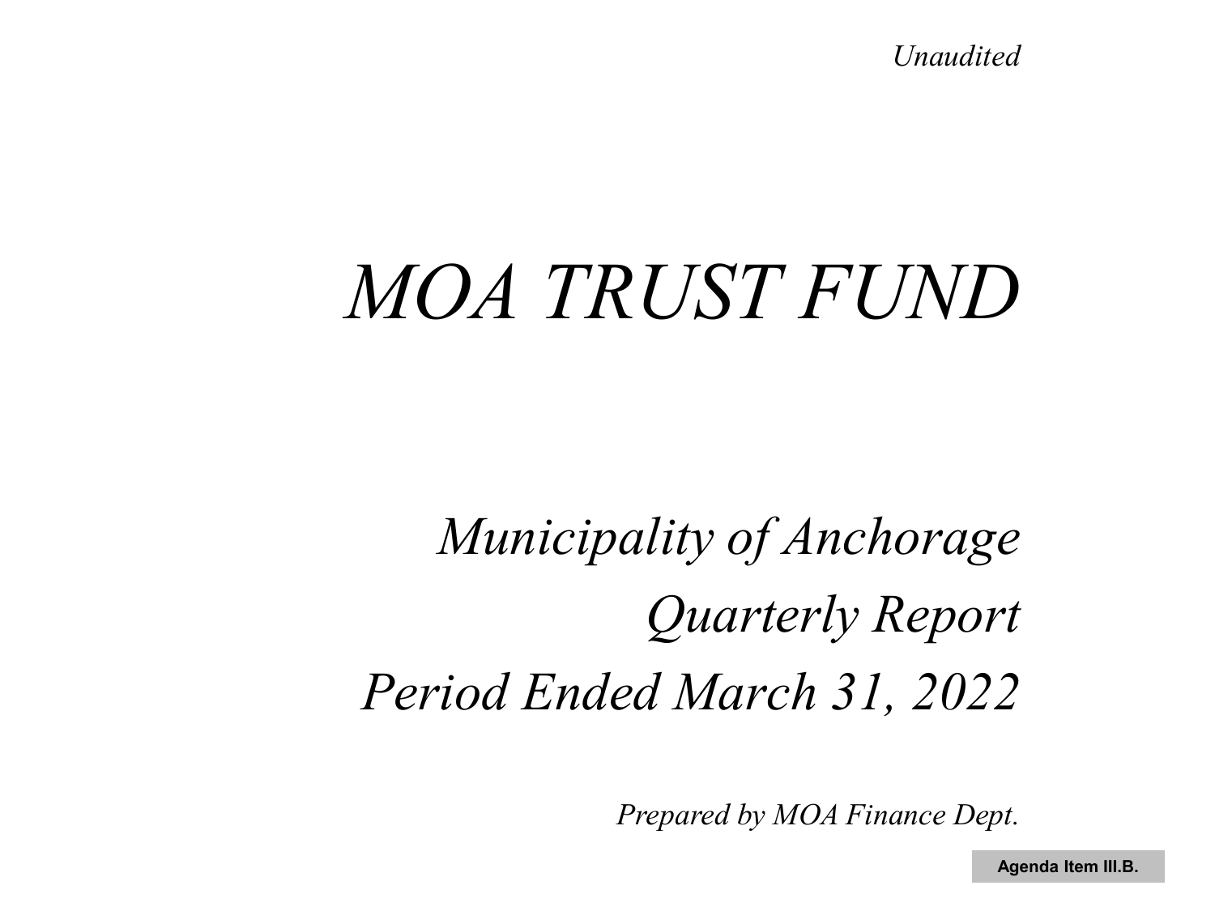*Unaudited*

# *MOA TRUST FUND*

## *Municipality of Anchorage*
## *Quarterly Report*
## *Period Ended March 31, 2022*

*Prepared by MOA Finance Dept.*

**Agenda Item III.B.**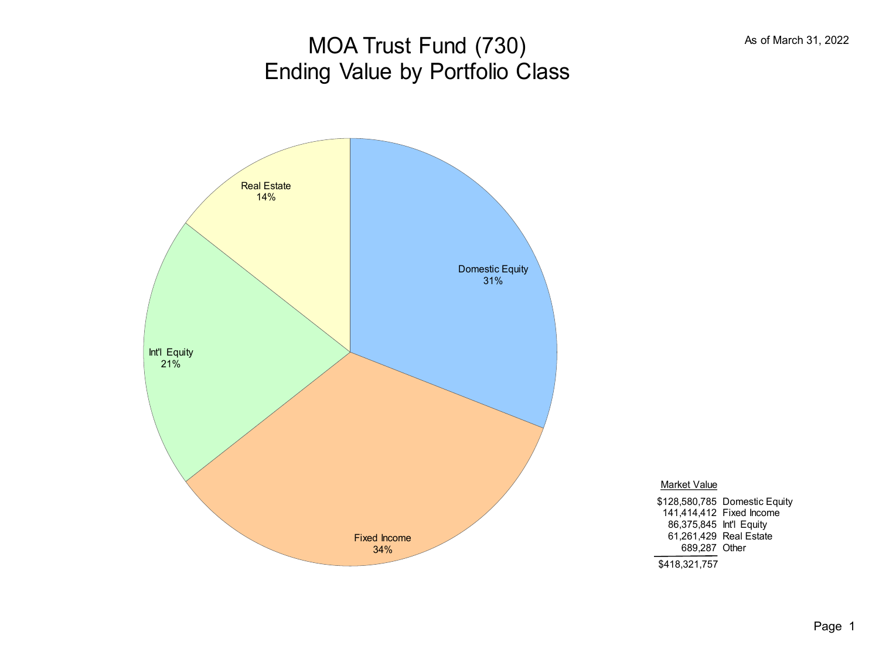# MOA Trust Fund (730)
# Ending Value by Portfolio Class

As of March 31, 2022

Real Estate 14%

Domestic Equity 31%

Int'l Equity 21%

Fixed Income 34%

| Market Value | |
|---|---|
| $128,580,785 | Domestic Equity |
| 141,414,412 | Fixed Income |
| 86,375,845 | Int'l Equity |
| 61,261,429 | Real Estate |
| 689,287 | Other |
| $418,321,757 | |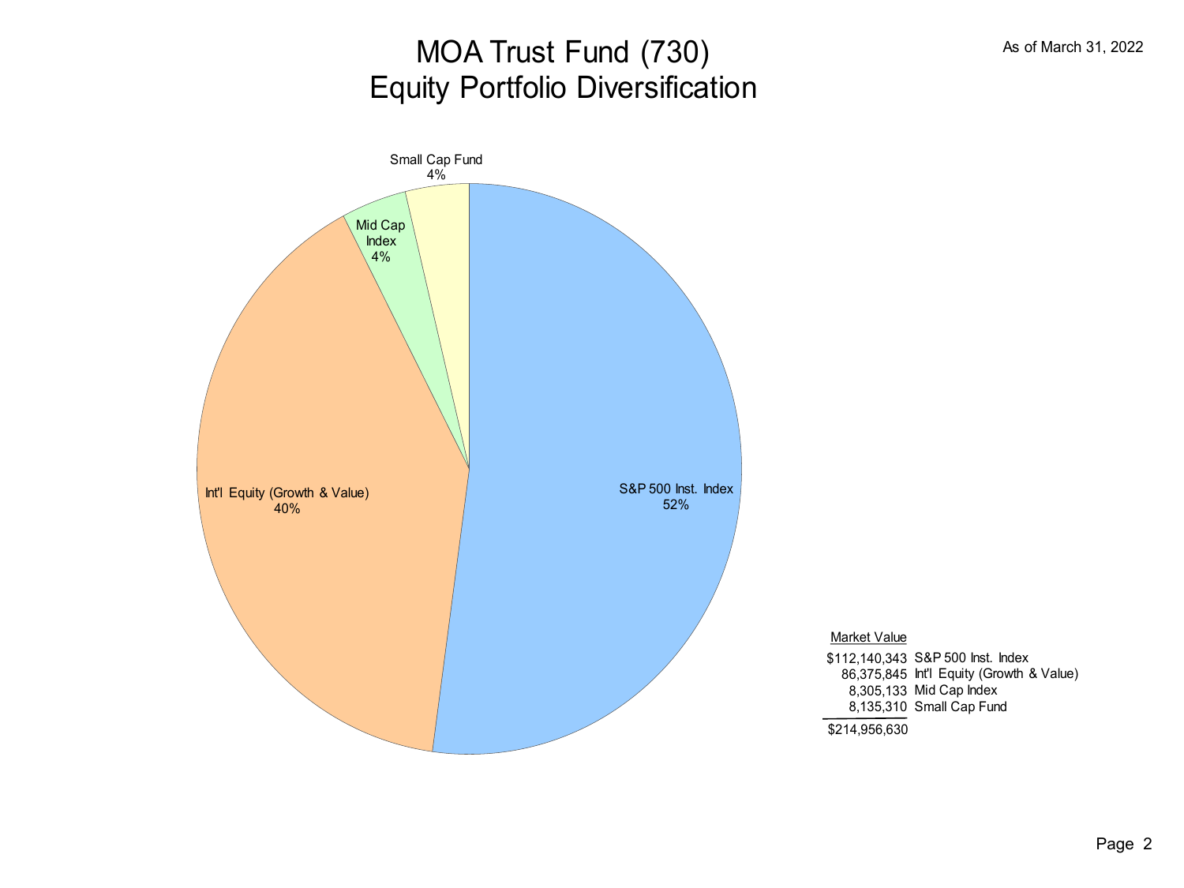# MOA Trust Fund (730)
## Equity Portfolio Diversification

As of March 31, 2022

Small Cap Fund 4%

Mid Cap Index 4%

Int'l Equity (Growth & Value) 40%

S&P 500 Inst. Index 52%

| Market Value | |
|---|---|
| $112,140,343 | S&P 500 Inst. Index |
| 86,375,845 | Int'l Equity (Growth & Value) |
| 8,305,133 | Mid Cap Index |
| 8,135,310 | Small Cap Fund |
| $214,956,630 | |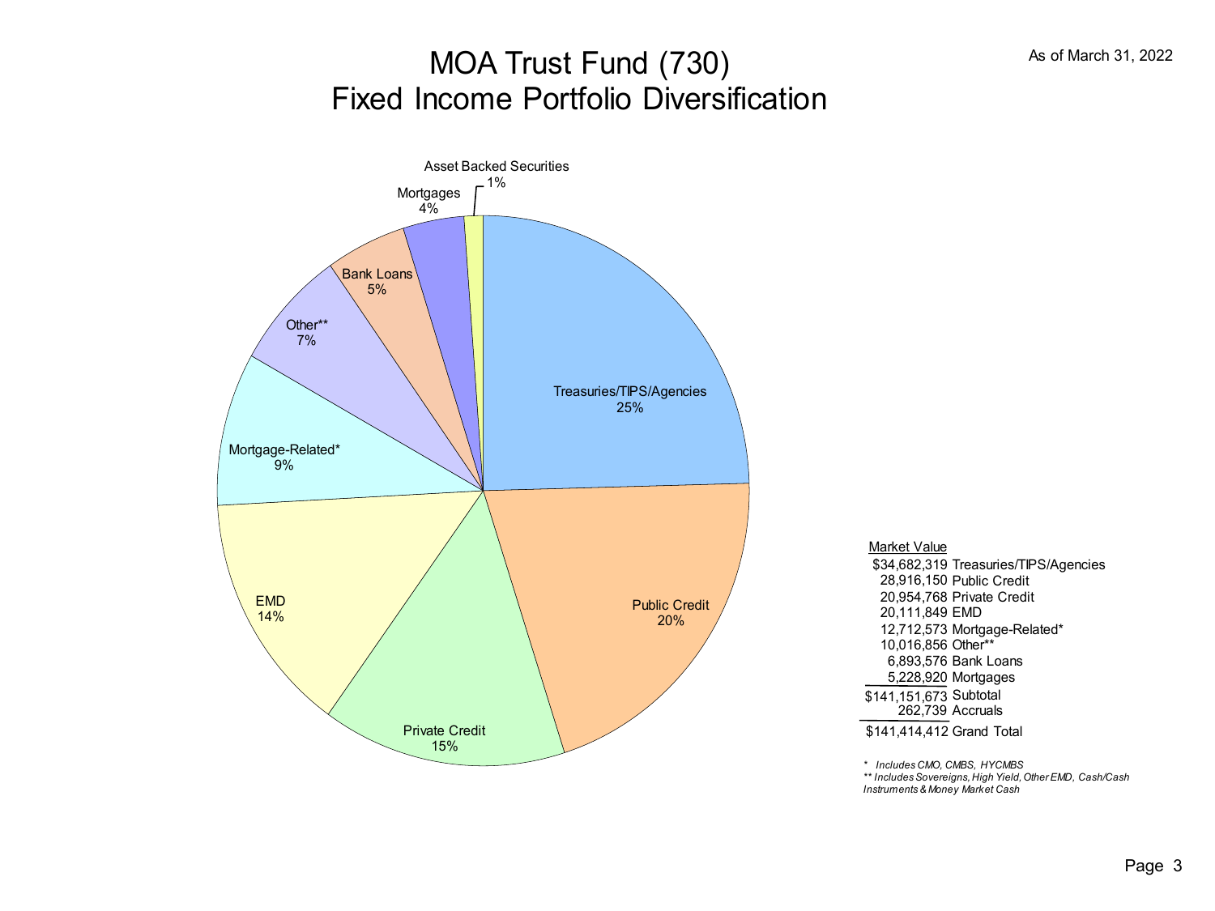# MOA Trust Fund (730)
## Fixed Income Portfolio Diversification

As of March 31, 2022

- Treasuries/TIPS/Agencies 25%
- Public Credit 20%
- Private Credit 15%
- EMD 14%
- Mortgage-Related* 9%
- Other** 7%
- Bank Loans 5%
- Mortgages 4%
- Asset Backed Securities 1%

| Market Value | |
|---|---|
| $34,682,319 | Treasuries/TIPS/Agencies |
| 28,916,150 | Public Credit |
| 20,954,768 | Private Credit |
| 20,111,849 | EMD |
| 12,712,573 | Mortgage-Related* |
| 10,016,856 | Other** |
| 6,893,576 | Bank Loans |
| 5,228,920 | Mortgages |
| $141,151,673 | Subtotal |
| 262,739 | Accruals |
| $141,414,412 | Grand Total |

*\* Includes CMO, CMBS, HYCMBS*
*\*\* Includes Sovereigns, High Yield, Other EMD, Cash/Cash Instruments & Money Market Cash*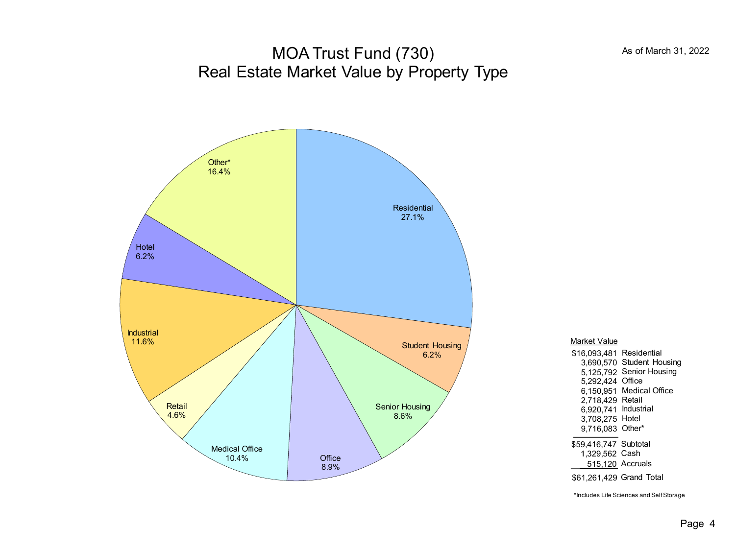# MOA Trust Fund (730)
## Real Estate Market Value by Property Type

As of March 31, 2022

Residential 27.1%
Student Housing 6.2%
Senior Housing 8.6%
Office 8.9%
Medical Office 10.4%
Retail 4.6%
Industrial 11.6%
Hotel 6.2%
Other* 16.4%

| Market Value | |
|---|---|
| $16,093,481 | Residential |
| 3,690,570 | Student Housing |
| 5,125,792 | Senior Housing |
| 5,292,424 | Office |
| 6,150,951 | Medical Office |
| 2,718,429 | Retail |
| 6,920,741 | Industrial |
| 3,708,275 | Hotel |
| 9,716,083 | Other* |
| $59,416,747 | Subtotal |
| 1,329,562 | Cash |
| 515,120 | Accruals |
| $61,261,429 | Grand Total |

*Includes Life Sciences and Self Storage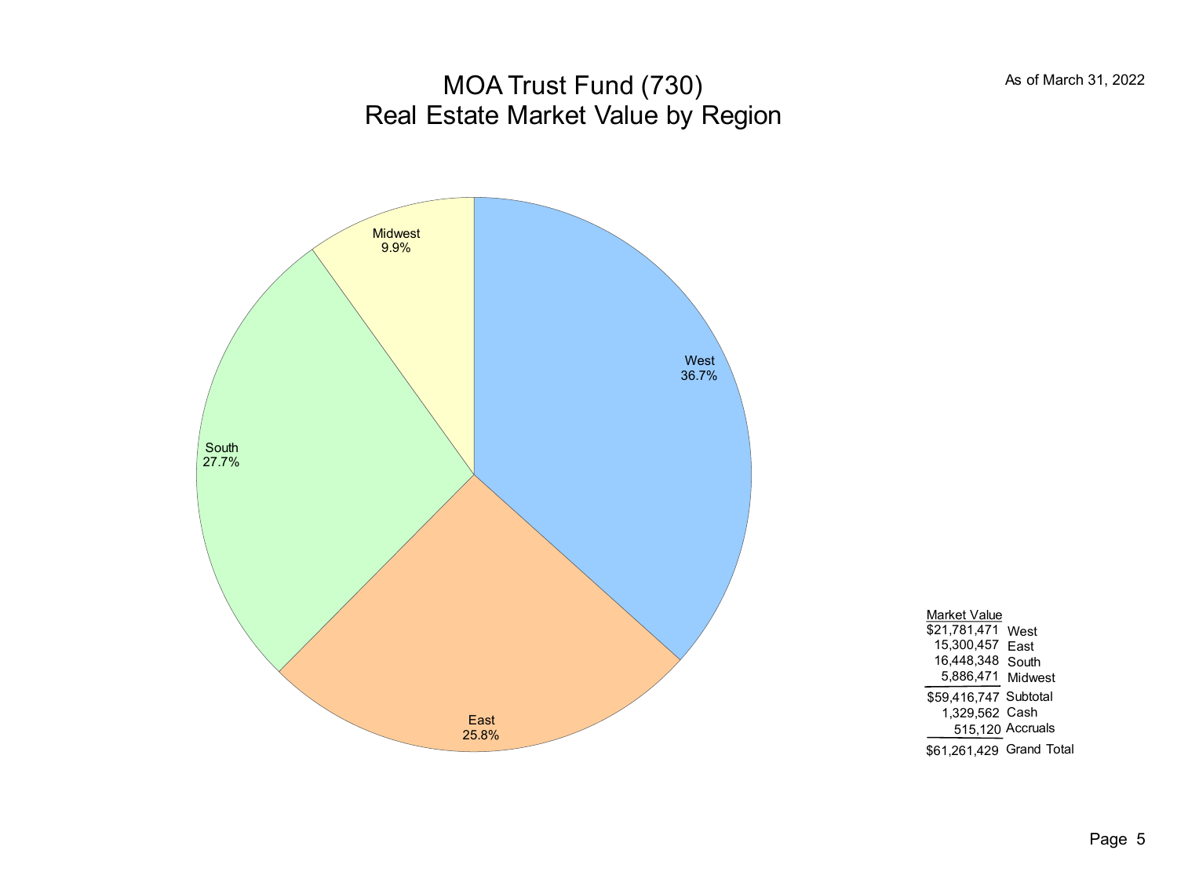# MOA Trust Fund (730)
## Real Estate Market Value by Region

As of March 31, 2022

Midwest 9.9%

West 36.7%

South 27.7%

East 25.8%

| Market Value | |
|---:|---|
| $21,781,471 | West |
| 15,300,457 | East |
| 16,448,348 | South |
| 5,886,471 | Midwest |
| $59,416,747 | Subtotal |
| 1,329,562 | Cash |
| 515,120 | Accruals |
| $61,261,429 | Grand Total |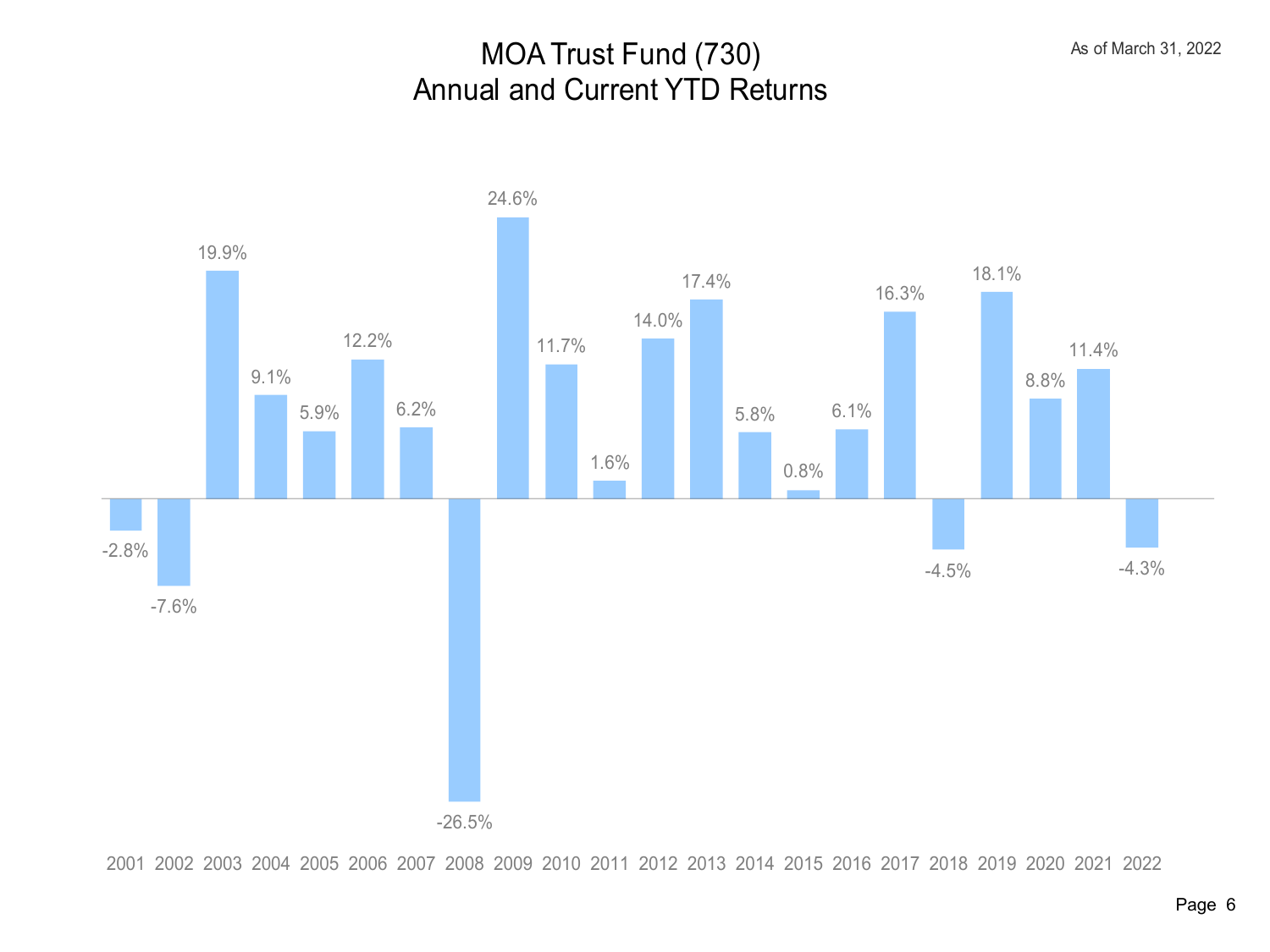# MOA Trust Fund (730)
## Annual and Current YTD Returns

As of March 31, 2022

| Year | Return |
|---|---|
| 2001 | -2.8% |
| 2002 | -7.6% |
| 2003 | 19.9% |
| 2004 | 9.1% |
| 2005 | 5.9% |
| 2006 | 12.2% |
| 2007 | 6.2% |
| 2008 | -26.5% |
| 2009 | 24.6% |
| 2010 | 11.7% |
| 2011 | 1.6% |
| 2012 | 14.0% |
| 2013 | 17.4% |
| 2014 | 5.8% |
| 2015 | 0.8% |
| 2016 | 6.1% |
| 2017 | 16.3% |
| 2018 | -4.5% |
| 2019 | 18.1% |
| 2020 | 8.8% |
| 2021 | 11.4% |
| 2022 | -4.3% |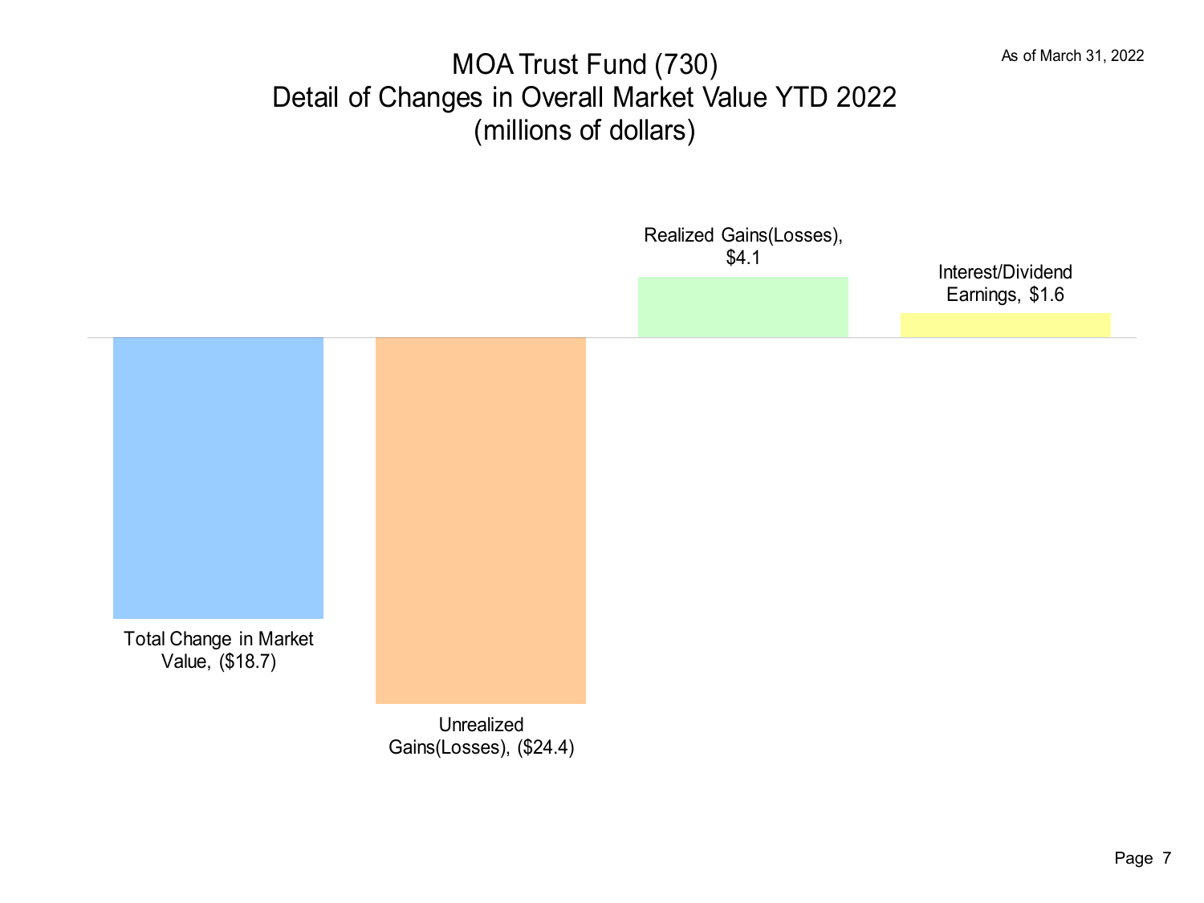# MOA Trust Fund (730)
## Detail of Changes in Overall Market Value YTD 2022
### (millions of dollars)

As of March 31, 2022

| Category | Value |
|---|---|
| Total Change in Market Value | ($18.7) |
| Unrealized Gains(Losses) | ($24.4) |
| Realized Gains(Losses) | $4.1 |
| Interest/Dividend Earnings | $1.6 |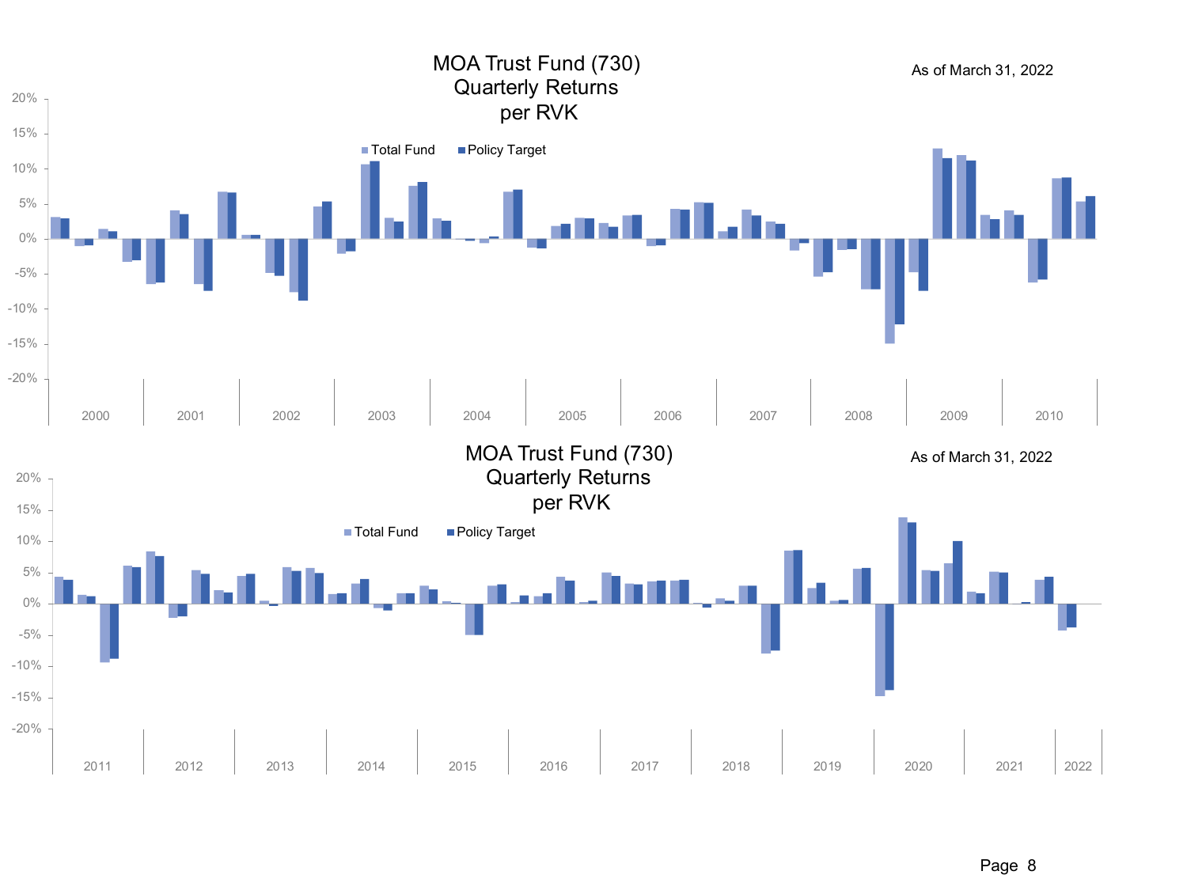# MOA Trust Fund (730)
## Quarterly Returns
## per RVK

As of March 31, 2022

Total Fund | Policy Target

20% | 15% | 10% | 5% | 0% | -5% | -10% | -15% | -20%

2000 | 2001 | 2002 | 2003 | 2004 | 2005 | 2006 | 2007 | 2008 | 2009 | 2010

# MOA Trust Fund (730)
## Quarterly Returns
## per RVK

As of March 31, 2022

Total Fund | Policy Target

20% | 15% | 10% | 5% | 0% | -5% | -10% | -15% | -20%

2011 | 2012 | 2013 | 2014 | 2015 | 2016 | 2017 | 2018 | 2019 | 2020 | 2021 | 2022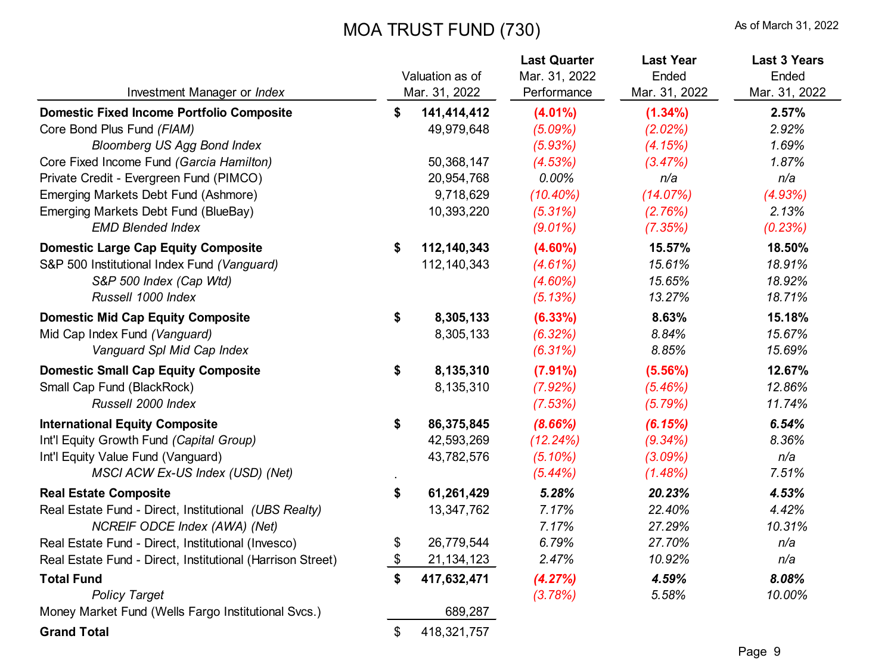# MOA TRUST FUND (730)

As of March 31, 2022

| Investment Manager or *Index* | Valuation as of Mar. 31, 2022 | Last Quarter Mar. 31, 2022 Performance | Last Year Ended Mar. 31, 2022 | Last 3 Years Ended Mar. 31, 2022 |
|---|---|---|---|---|
| **Domestic Fixed Income Portfolio Composite** | **$ 141,414,412** | **(4.01%)** | **(1.34%)** | **2.57%** |
| Core Bond Plus Fund *(FIAM)* | 49,979,648 | *(5.09%)* | *(2.02%)* | *2.92%* |
| *Bloomberg US Agg Bond Index* | | *(5.93%)* | *(4.15%)* | *1.69%* |
| Core Fixed Income Fund *(Garcia Hamilton)* | 50,368,147 | *(4.53%)* | *(3.47%)* | *1.87%* |
| Private Credit - Evergreen Fund (PIMCO) | 20,954,768 | *0.00%* | *n/a* | *n/a* |
| Emerging Markets Debt Fund (Ashmore) | 9,718,629 | *(10.40%)* | *(14.07%)* | *(4.93%)* |
| Emerging Markets Debt Fund (BlueBay) | 10,393,220 | *(5.31%)* | *(2.76%)* | *2.13%* |
| *EMD Blended Index* | | *(9.01%)* | *(7.35%)* | *(0.23%)* |
| **Domestic Large Cap Equity Composite** | **$ 112,140,343** | **(4.60%)** | **15.57%** | **18.50%** |
| S&P 500 Institutional Index Fund *(Vanguard)* | 112,140,343 | *(4.61%)* | *15.61%* | *18.91%* |
| *S&P 500 Index (Cap Wtd)* | | *(4.60%)* | *15.65%* | *18.92%* |
| *Russell 1000 Index* | | *(5.13%)* | *13.27%* | *18.71%* |
| **Domestic Mid Cap Equity Composite** | **$ 8,305,133** | **(6.33%)** | **8.63%** | **15.18%** |
| Mid Cap Index Fund *(Vanguard)* | 8,305,133 | *(6.32%)* | *8.84%* | *15.67%* |
| *Vanguard Spl Mid Cap Index* | | *(6.31%)* | *8.85%* | *15.69%* |
| **Domestic Small Cap Equity Composite** | **$ 8,135,310** | **(7.91%)** | **(5.56%)** | **12.67%** |
| Small Cap Fund (BlackRock) | 8,135,310 | *(7.92%)* | *(5.46%)* | *12.86%* |
| *Russell 2000 Index* | | *(7.53%)* | *(5.79%)* | *11.74%* |
| **International Equity Composite** | **$ 86,375,845** | ***(8.66%)*** | ***(6.15%)*** | ***6.54%*** |
| Int'l Equity Growth Fund *(Capital Group)* | 42,593,269 | *(12.24%)* | *(9.34%)* | *8.36%* |
| Int'l Equity Value Fund (Vanguard) | 43,782,576 | *(5.10%)* | *(3.09%)* | *n/a* |
| *MSCI ACW Ex-US Index (USD) (Net)* | . | *(5.44%)* | *(1.48%)* | *7.51%* |
| **Real Estate Composite** | **$ 61,261,429** | ***5.28%*** | ***20.23%*** | ***4.53%*** |
| Real Estate Fund - Direct, Institutional *(UBS Realty)* | 13,347,762 | *7.17%* | *22.40%* | *4.42%* |
| *NCREIF ODCE Index (AWA) (Net)* | | *7.17%* | *27.29%* | *10.31%* |
| Real Estate Fund - Direct, Institutional (Invesco) | $ 26,779,544 | *6.79%* | *27.70%* | *n/a* |
| Real Estate Fund - Direct, Institutional (Harrison Street) | $ 21,134,123 | *2.47%* | *10.92%* | *n/a* |
| **Total Fund** | **$ 417,632,471** | ***(4.27%)*** | ***4.59%*** | ***8.08%*** |
| *Policy Target* | | *(3.78%)* | *5.58%* | *10.00%* |
| Money Market Fund (Wells Fargo Institutional Svcs.) | 689,287 | | | |
| **Grand Total** | $ 418,321,757 | | | |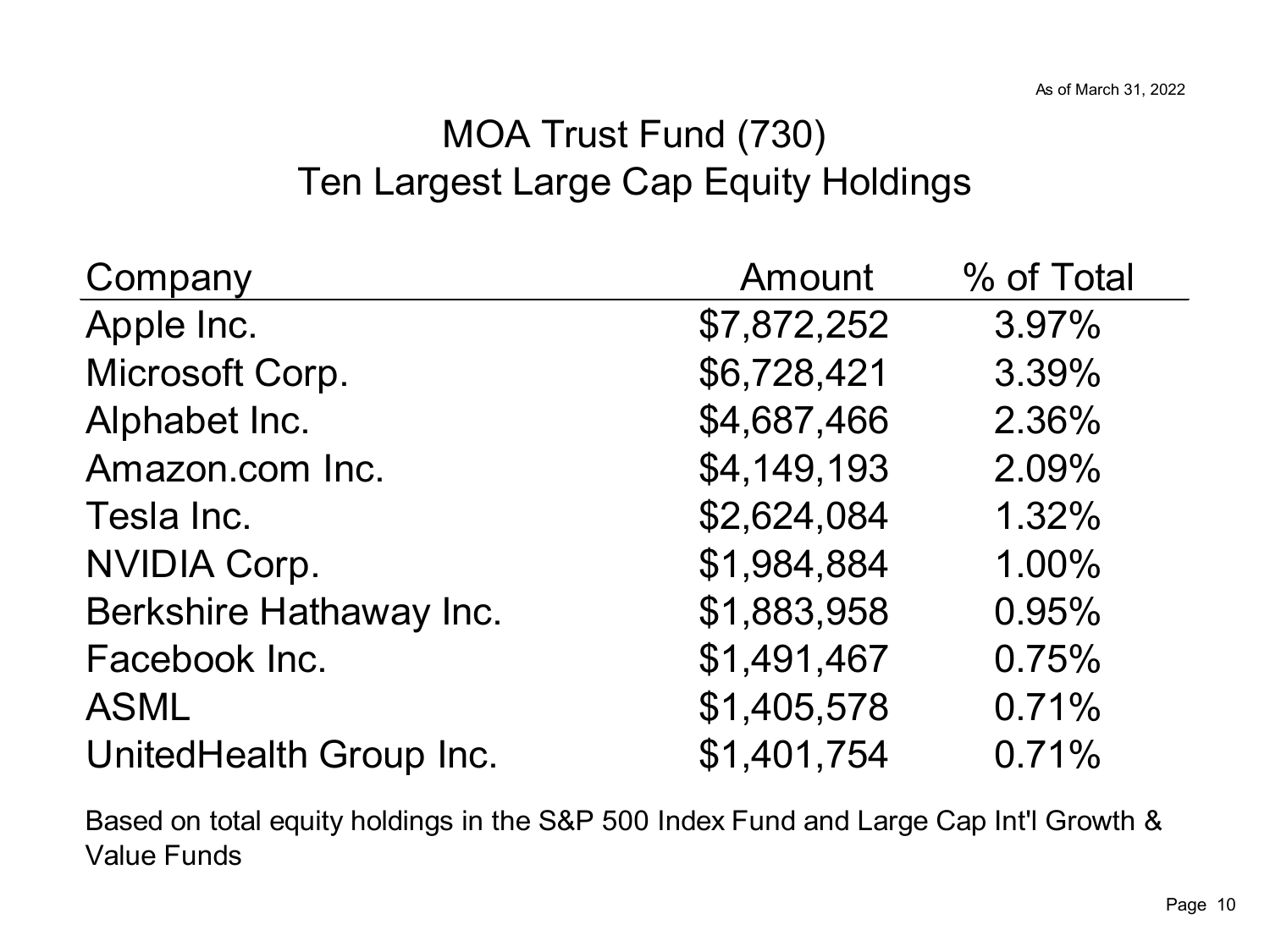As of March 31, 2022

# MOA Trust Fund (730)
## Ten Largest Large Cap Equity Holdings

| Company | Amount | % of Total |
|---|---|---|
| Apple Inc. | $7,872,252 | 3.97% |
| Microsoft Corp. | $6,728,421 | 3.39% |
| Alphabet Inc. | $4,687,466 | 2.36% |
| Amazon.com Inc. | $4,149,193 | 2.09% |
| Tesla Inc. | $2,624,084 | 1.32% |
| NVIDIA Corp. | $1,984,884 | 1.00% |
| Berkshire Hathaway Inc. | $1,883,958 | 0.95% |
| Facebook Inc. | $1,491,467 | 0.75% |
| ASML | $1,405,578 | 0.71% |
| UnitedHealth Group Inc. | $1,401,754 | 0.71% |

Based on total equity holdings in the S&P 500 Index Fund and Large Cap Int'l Growth & Value Funds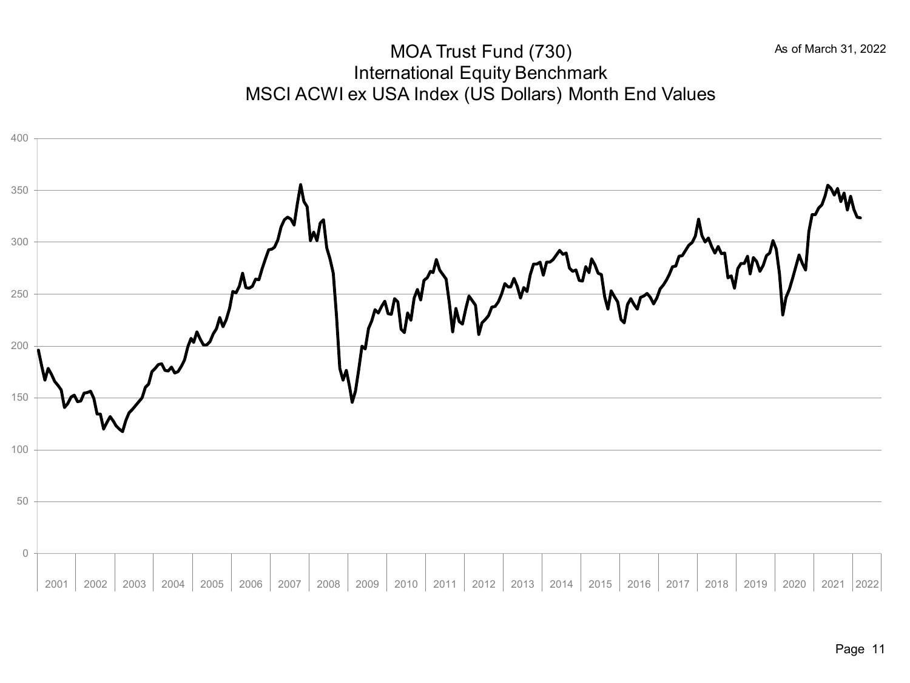As of March 31, 2022

# MOA Trust Fund (730)
## International Equity Benchmark
## MSCI ACWI ex USA Index (US Dollars) Month End Values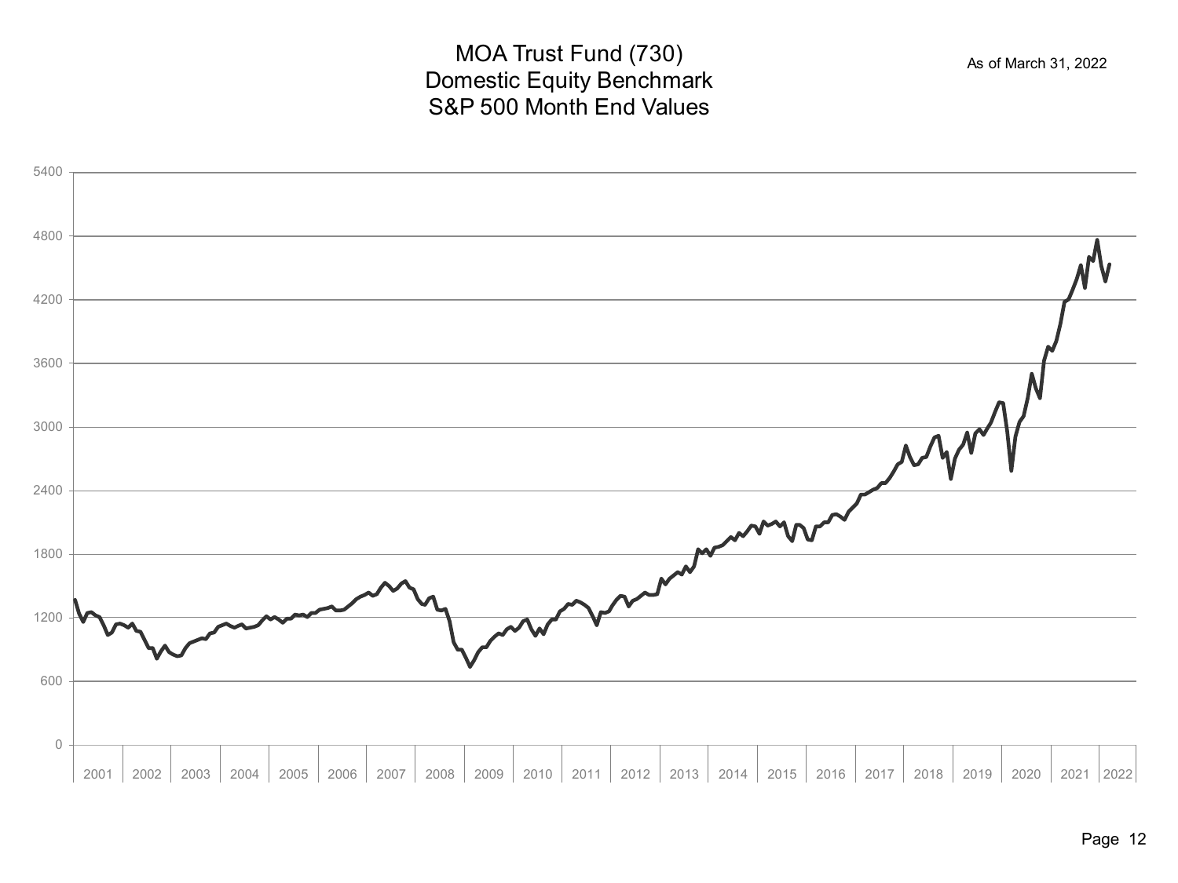# MOA Trust Fund (730)
## Domestic Equity Benchmark
## S&P 500 Month End Values

As of March 31, 2022

5400
4800
4200
3600
3000
2400
1800
1200
600
0

2001 2002 2003 2004 2005 2006 2007 2008 2009 2010 2011 2012 2013 2014 2015 2016 2017 2018 2019 2020 2021 2022